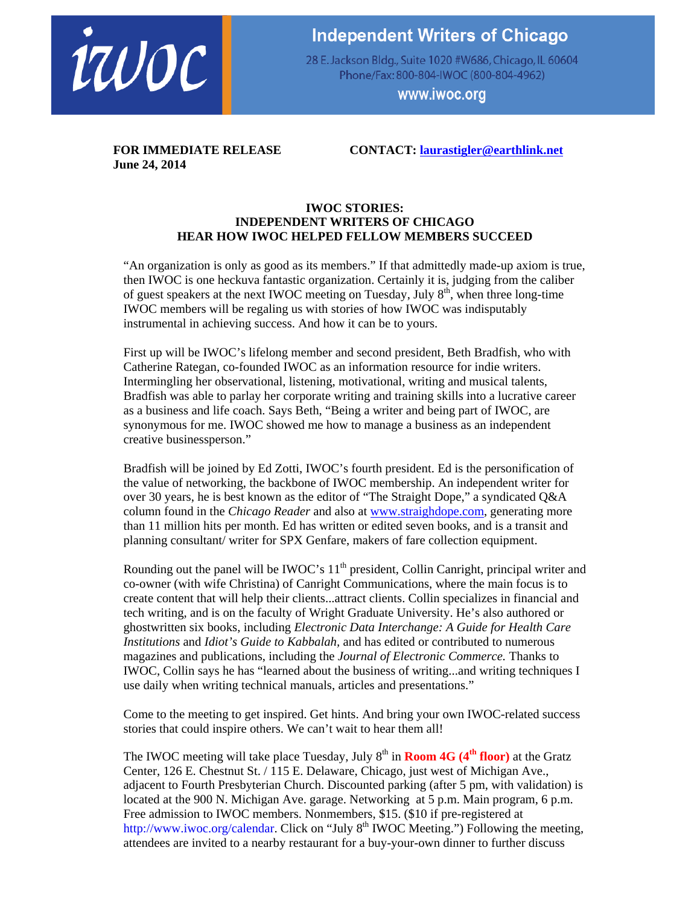**Independent Writers of Chicago**

28 E. Jackson Bldg., Suite 1020 #W686, Chicago, IL 60604
Phone/Fax: 800-804-IWOC (800-804-4962)
www.iwoc.org

**FOR IMMEDIATE RELEASE**
**June 24, 2014**

**CONTACT: laurastigler@earthlink.net**

# IWOC STORIES: INDEPENDENT WRITERS OF CHICAGO HEAR HOW IWOC HELPED FELLOW MEMBERS SUCCEED

"An organization is only as good as its members." If that admittedly made-up axiom is true, then IWOC is one heckuva fantastic organization. Certainly it is, judging from the caliber of guest speakers at the next IWOC meeting on Tuesday, July 8th, when three long-time IWOC members will be regaling us with stories of how IWOC was indisputably instrumental in achieving success. And how it can be to yours.

First up will be IWOC's lifelong member and second president, Beth Bradfish, who with Catherine Rategan, co-founded IWOC as an information resource for indie writers. Intermingling her observational, listening, motivational, writing and musical talents, Bradfish was able to parlay her corporate writing and training skills into a lucrative career as a business and life coach. Says Beth, "Being a writer and being part of IWOC, are synonymous for me. IWOC showed me how to manage a business as an independent creative businessperson."

Bradfish will be joined by Ed Zotti, IWOC's fourth president. Ed is the personification of the value of networking, the backbone of IWOC membership. An independent writer for over 30 years, he is best known as the editor of "The Straight Dope," a syndicated Q&A column found in the *Chicago Reader* and also at www.straighdope.com, generating more than 11 million hits per month. Ed has written or edited seven books, and is a transit and planning consultant/ writer for SPX Genfare, makers of fare collection equipment.

Rounding out the panel will be IWOC's 11th president, Collin Canright, principal writer and co-owner (with wife Christina) of Canright Communications, where the main focus is to create content that will help their clients...attract clients. Collin specializes in financial and tech writing, and is on the faculty of Wright Graduate University. He's also authored or ghostwritten six books, including *Electronic Data Interchange: A Guide for Health Care Institutions* and *Idiot's Guide to Kabbalah,* and has edited or contributed to numerous magazines and publications, including the *Journal of Electronic Commerce.* Thanks to IWOC, Collin says he has "learned about the business of writing...and writing techniques I use daily when writing technical manuals, articles and presentations."

Come to the meeting to get inspired. Get hints. And bring your own IWOC-related success stories that could inspire others. We can't wait to hear them all!

The IWOC meeting will take place Tuesday, July 8th in **Room 4G (4th floor)** at the Gratz Center, 126 E. Chestnut St. / 115 E. Delaware, Chicago, just west of Michigan Ave., adjacent to Fourth Presbyterian Church. Discounted parking (after 5 pm, with validation) is located at the 900 N. Michigan Ave. garage. Networking at 5 p.m. Main program, 6 p.m. Free admission to IWOC members. Nonmembers, $15. ($10 if pre-registered at http://www.iwoc.org/calendar. Click on "July 8th IWOC Meeting.") Following the meeting, attendees are invited to a nearby restaurant for a buy-your-own dinner to further discuss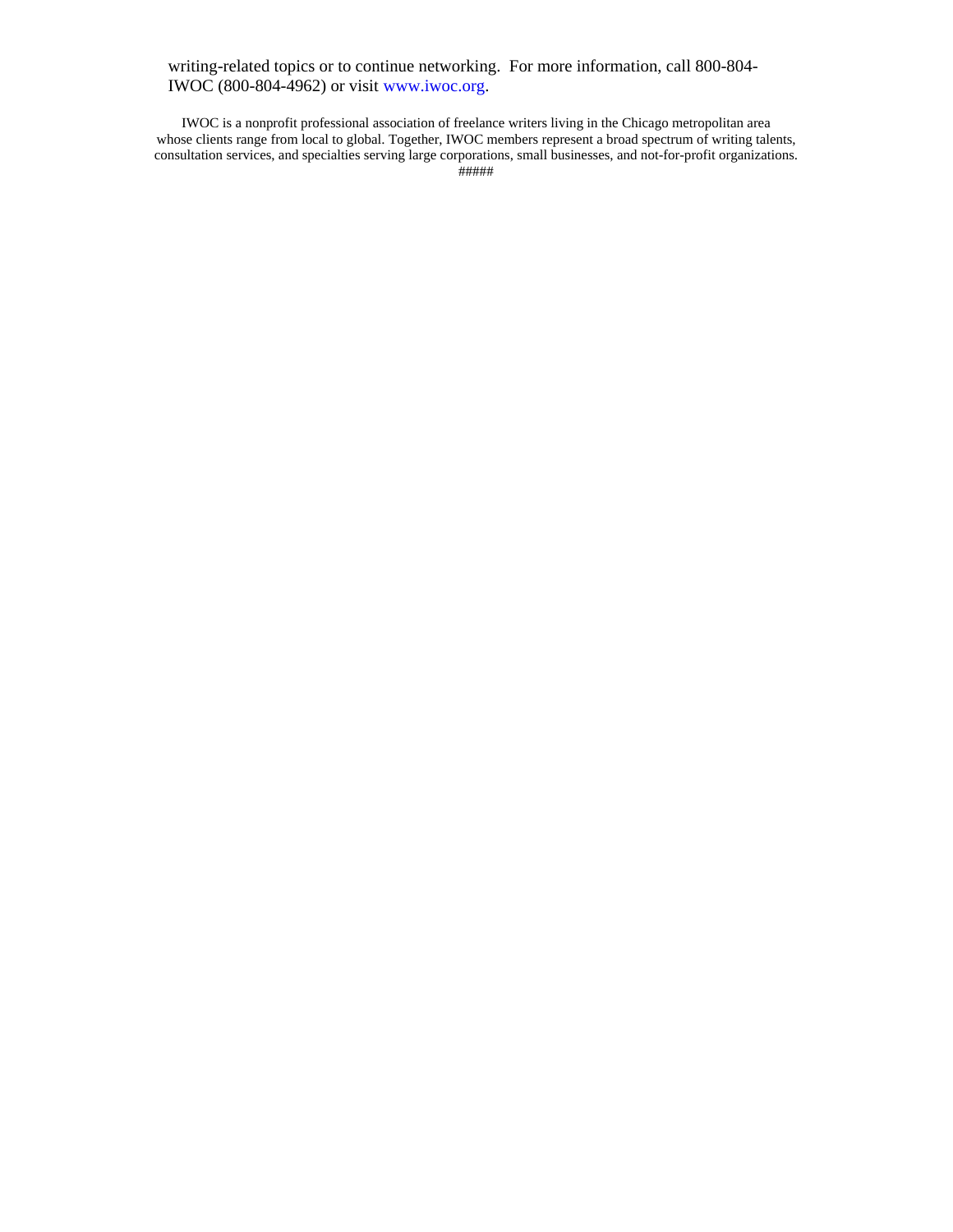writing-related topics or to continue networking. For more information, call 800-804-IWOC (800-804-4962) or visit www.iwoc.org.

IWOC is a nonprofit professional association of freelance writers living in the Chicago metropolitan area whose clients range from local to global. Together, IWOC members represent a broad spectrum of writing talents, consultation services, and specialties serving large corporations, small businesses, and not-for-profit organizations.

#####